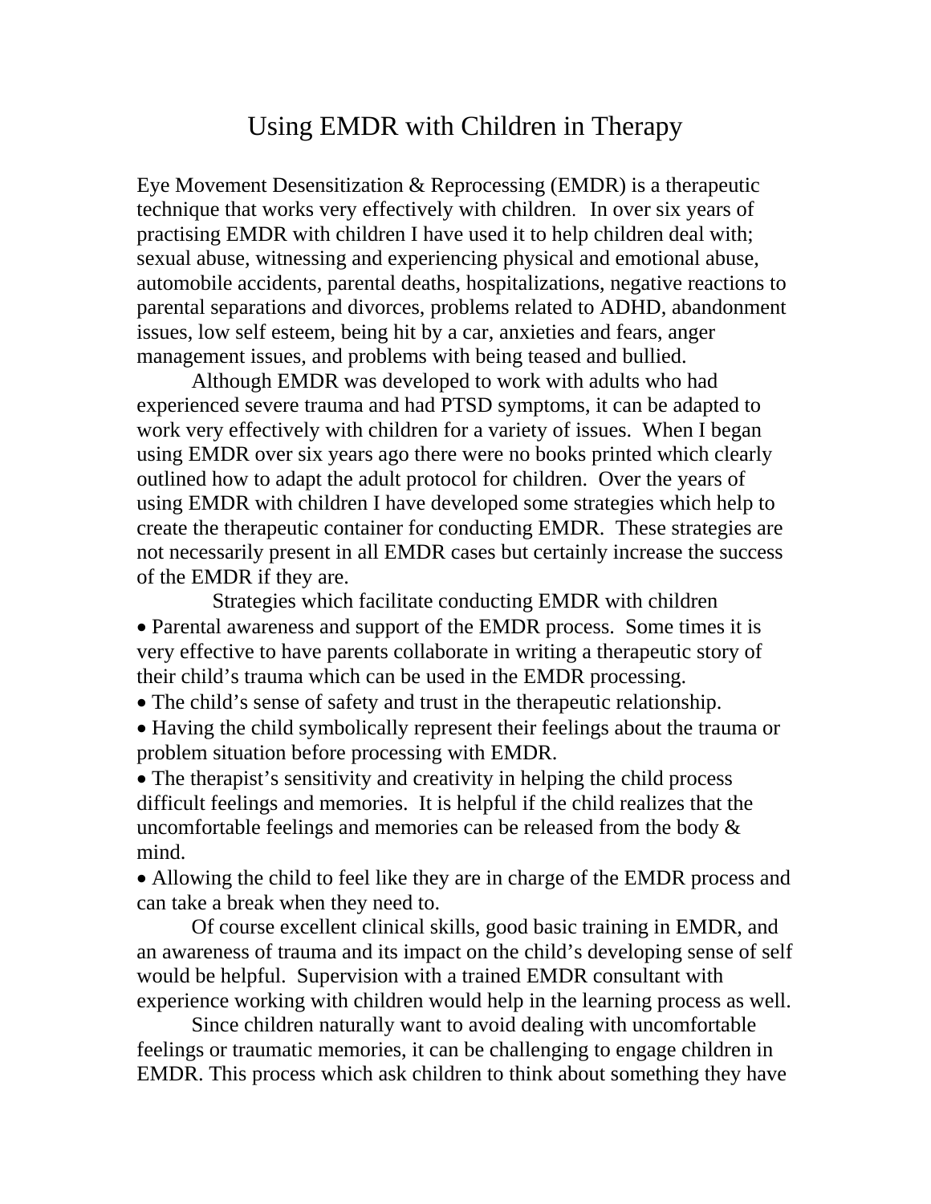# Using EMDR with Children in Therapy

Eye Movement Desensitization & Reprocessing (EMDR) is a therapeutic technique that works very effectively with children. In over six years of practising EMDR with children I have used it to help children deal with; sexual abuse, witnessing and experiencing physical and emotional abuse, automobile accidents, parental deaths, hospitalizations, negative reactions to parental separations and divorces, problems related to ADHD, abandonment issues, low self esteem, being hit by a car, anxieties and fears, anger management issues, and problems with being teased and bullied.

Although EMDR was developed to work with adults who had experienced severe trauma and had PTSD symptoms, it can be adapted to work very effectively with children for a variety of issues. When I began using EMDR over six years ago there were no books printed which clearly outlined how to adapt the adult protocol for children. Over the years of using EMDR with children I have developed some strategies which help to create the therapeutic container for conducting EMDR. These strategies are not necessarily present in all EMDR cases but certainly increase the success of the EMDR if they are.

Strategies which facilitate conducting EMDR with children

- Parental awareness and support of the EMDR process. Some times it is very effective to have parents collaborate in writing a therapeutic story of their child's trauma which can be used in the EMDR processing.
- The child's sense of safety and trust in the therapeutic relationship.
- Having the child symbolically represent their feelings about the trauma or problem situation before processing with EMDR.
- The therapist's sensitivity and creativity in helping the child process difficult feelings and memories. It is helpful if the child realizes that the uncomfortable feelings and memories can be released from the body & mind.
- Allowing the child to feel like they are in charge of the EMDR process and can take a break when they need to.

Of course excellent clinical skills, good basic training in EMDR, and an awareness of trauma and its impact on the child's developing sense of self would be helpful. Supervision with a trained EMDR consultant with experience working with children would help in the learning process as well.

Since children naturally want to avoid dealing with uncomfortable feelings or traumatic memories, it can be challenging to engage children in EMDR. This process which ask children to think about something they have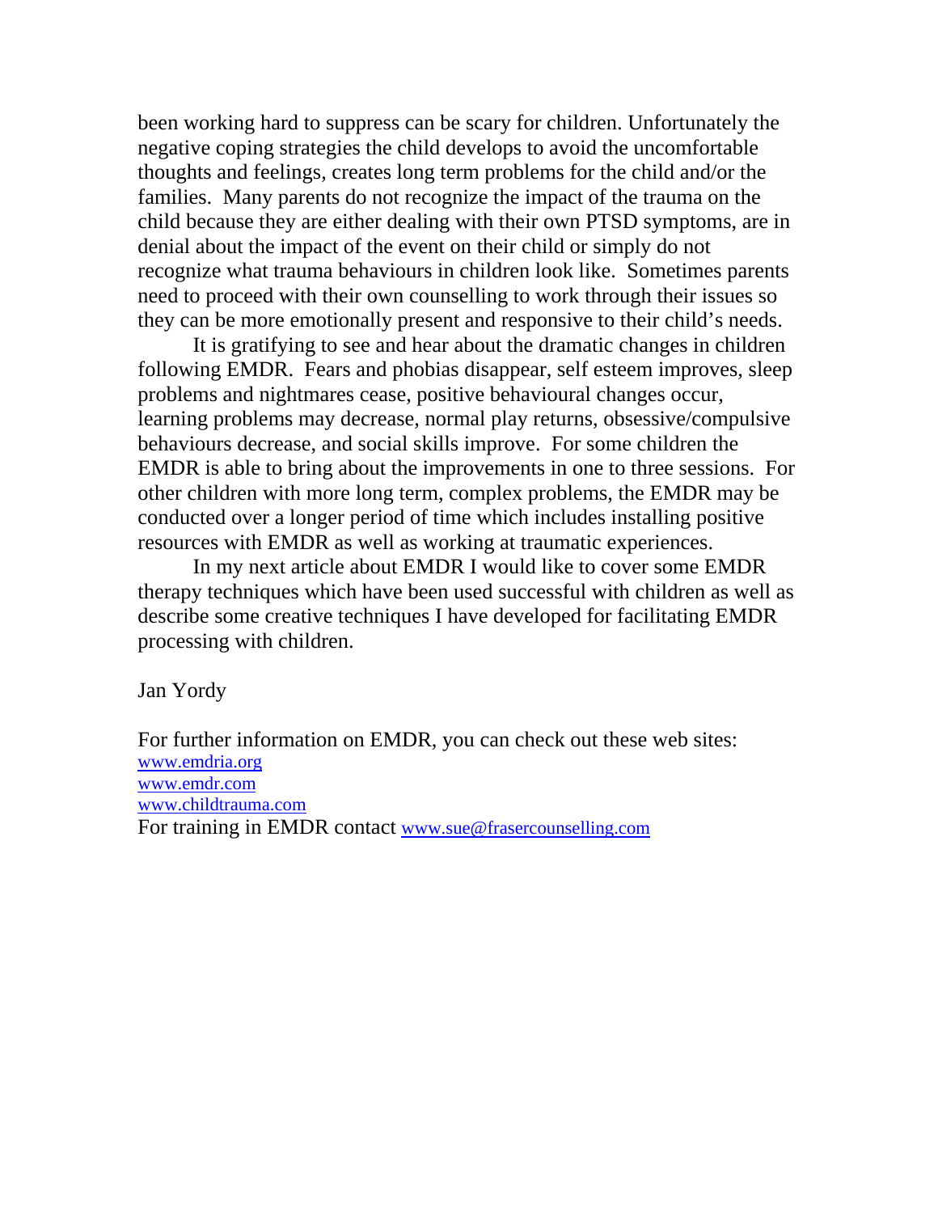been working hard to suppress can be scary for children. Unfortunately the negative coping strategies the child develops to avoid the uncomfortable thoughts and feelings, creates long term problems for the child and/or the families. Many parents do not recognize the impact of the trauma on the child because they are either dealing with their own PTSD symptoms, are in denial about the impact of the event on their child or simply do not recognize what trauma behaviours in children look like. Sometimes parents need to proceed with their own counselling to work through their issues so they can be more emotionally present and responsive to their child's needs.

It is gratifying to see and hear about the dramatic changes in children following EMDR. Fears and phobias disappear, self esteem improves, sleep problems and nightmares cease, positive behavioural changes occur, learning problems may decrease, normal play returns, obsessive/compulsive behaviours decrease, and social skills improve. For some children the EMDR is able to bring about the improvements in one to three sessions. For other children with more long term, complex problems, the EMDR may be conducted over a longer period of time which includes installing positive resources with EMDR as well as working at traumatic experiences.

In my next article about EMDR I would like to cover some EMDR therapy techniques which have been used successful with children as well as describe some creative techniques I have developed for facilitating EMDR processing with children.

Jan Yordy

For further information on EMDR, you can check out these web sites:
www.emdria.org
www.emdr.com
www.childtrauma.com
For training in EMDR contact www.sue@frasercounselling.com